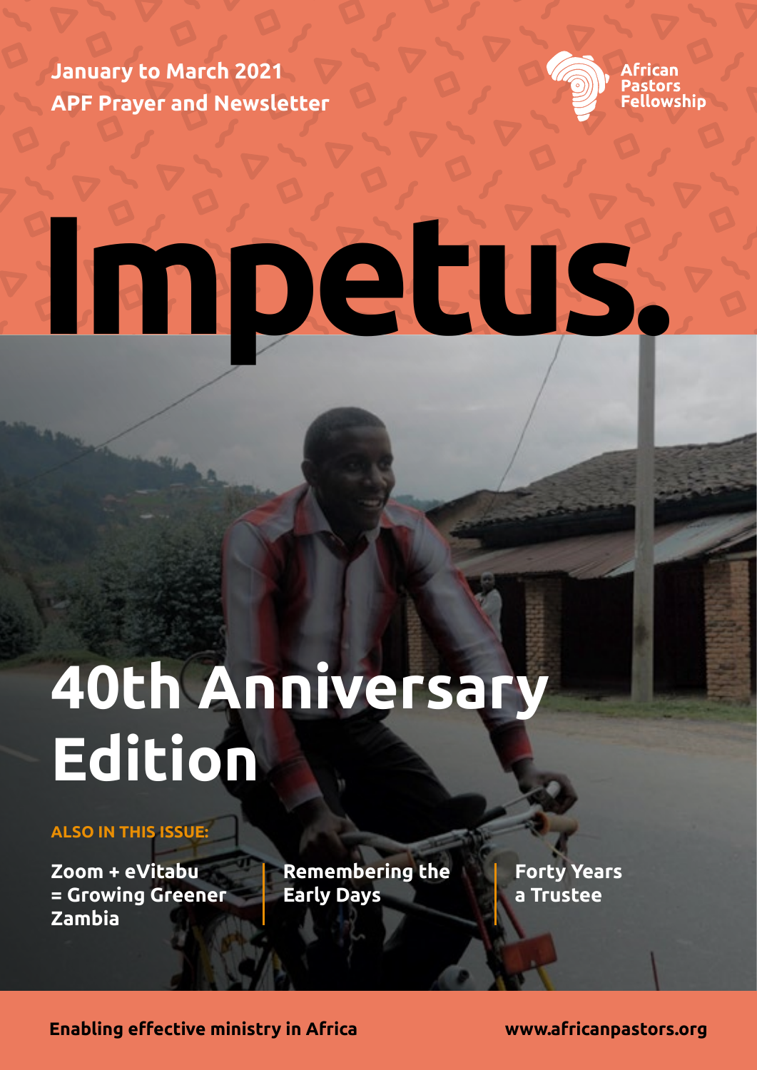January to March 2021
APF Prayer and Newsletter

African Pastors Fellowship

# Impetus.

## 40th Anniversary Edition

**ALSO IN THIS ISSUE:**

**Zoom + eVitabu = Growing Greener Zambia**

**Remembering the Early Days**

**Forty Years a Trustee**

**Enabling effective ministry in Africa**

**www.africanpastors.org**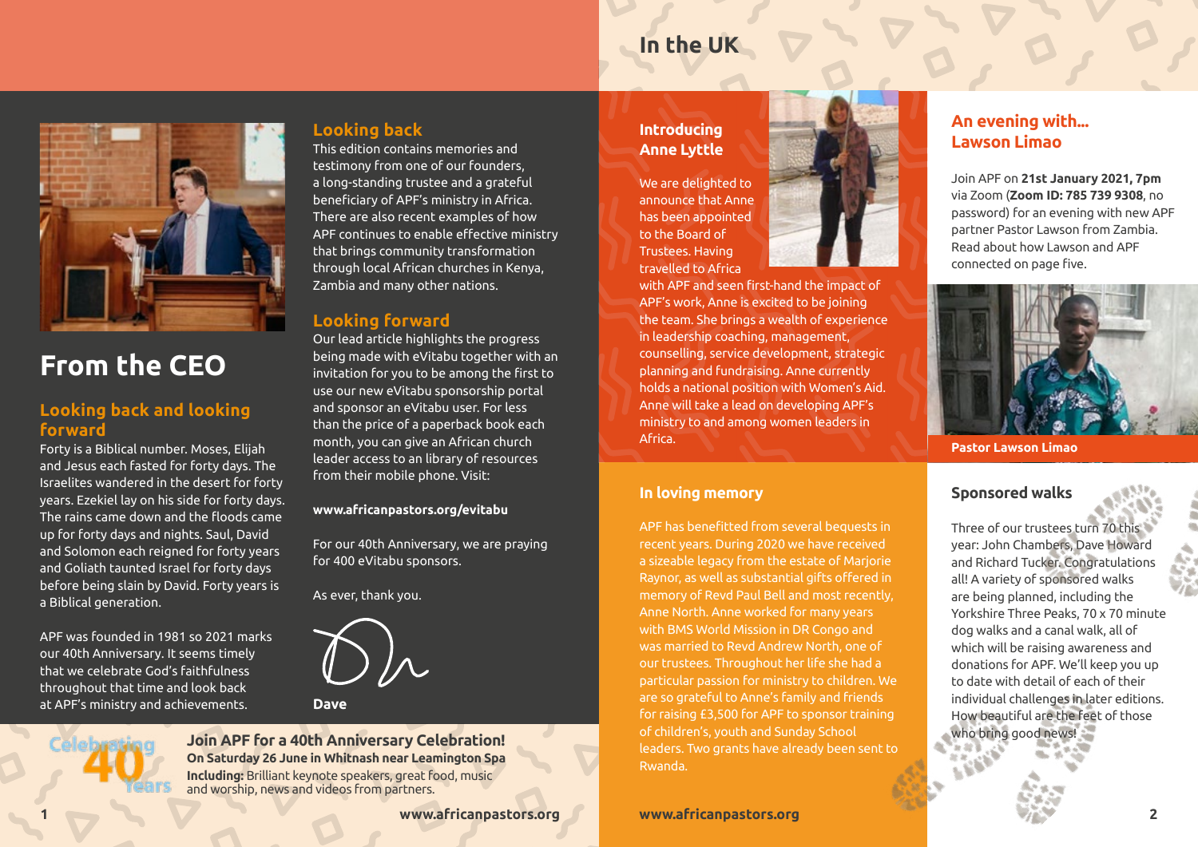# From the CEO

## Looking back and looking forward

Forty is a Biblical number. Moses, Elijah and Jesus each fasted for forty days. The Israelites wandered in the desert for forty years. Ezekiel lay on his side for forty days. The rains came down and the floods came up for forty days and nights. Saul, David and Solomon each reigned for forty years and Goliath taunted Israel for forty days before being slain by David. Forty years is a Biblical generation.

APF was founded in 1981 so 2021 marks our 40th Anniversary. It seems timely that we celebrate God's faithfulness throughout that time and look back at APF's ministry and achievements.

### Looking back

This edition contains memories and testimony from one of our founders, a long-standing trustee and a grateful beneficiary of APF's ministry in Africa. There are also recent examples of how APF continues to enable effective ministry that brings community transformation through local African churches in Kenya, Zambia and many other nations.

### Looking forward

Our lead article highlights the progress being made with eVitabu together with an invitation for you to be among the first to use our new eVitabu sponsorship portal and sponsor an eVitabu user. For less than the price of a paperback book each month, you can give an African church leader access to an library of resources from their mobile phone. Visit:

**www.africanpastors.org/evitabu**

For our 40th Anniversary, we are praying for 400 eVitabu sponsors.

As ever, thank you.

**Dave**

Celebrating 40 Years

**Join APF for a 40th Anniversary Celebration!**
**On Saturday 26 June in Whitnash near Leamington Spa**
**Including:** Brilliant keynote speakers, great food, music and worship, news and videos from partners.

www.africanpastors.org

# In the UK

## Introducing Anne Lyttle

We are delighted to announce that Anne has been appointed to the Board of Trustees. Having travelled to Africa with APF and seen first-hand the impact of APF's work, Anne is excited to be joining the team. She brings a wealth of experience in leadership coaching, management, counselling, service development, strategic planning and fundraising. Anne currently holds a national position with Women's Aid. Anne will take a lead on developing APF's ministry to and among women leaders in Africa.

## In loving memory

APF has benefitted from several bequests in recent years. During 2020 we have received a sizeable legacy from the estate of Marjorie Raynor, as well as substantial gifts offered in memory of Revd Paul Bell and most recently, Anne North. Anne worked for many years with BMS World Mission in DR Congo and was married to Revd Andrew North, one of our trustees. Throughout her life she had a particular passion for ministry to children. We are so grateful to Anne's family and friends for raising £3,500 for APF to sponsor training of children's, youth and Sunday School leaders. Two grants have already been sent to Rwanda.

www.africanpastors.org

## An evening with... Lawson Limao

Join APF on **21st January 2021, 7pm** via Zoom (**Zoom ID: 785 739 9308**, no password) for an evening with new APF partner Pastor Lawson from Zambia. Read about how Lawson and APF connected on page five.

**Pastor Lawson Limao**

## Sponsored walks

Three of our trustees turn 70 this year: John Chambers, Dave Howard and Richard Tucker. Congratulations all! A variety of sponsored walks are being planned, including the Yorkshire Three Peaks, 70 x 70 minute dog walks and a canal walk, all of which will be raising awareness and donations for APF. We'll keep you up to date with detail of each of their individual challenges in later editions. How beautiful are the feet of those who bring good news!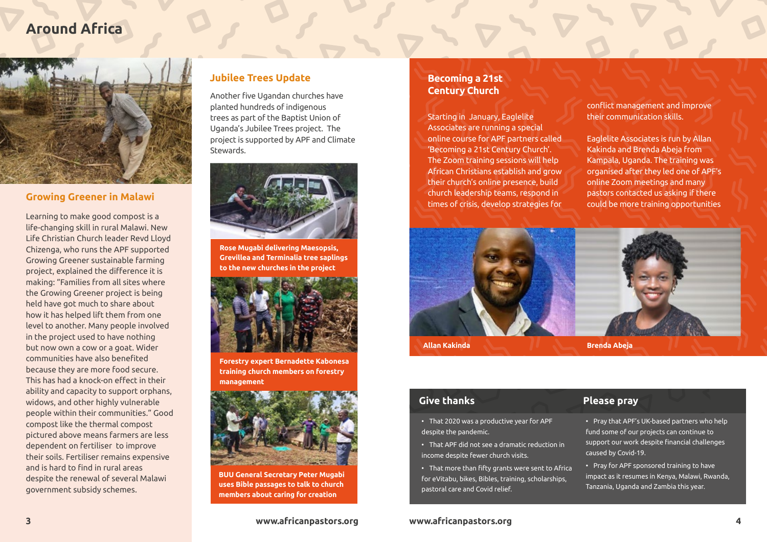# Around Africa

## Growing Greener in Malawi

Learning to make good compost is a life-changing skill in rural Malawi. New Life Christian Church leader Revd Lloyd Chizenga, who runs the APF supported Growing Greener sustainable farming project, explained the difference it is making: “Families from all sites where the Growing Greener project is being held have got much to share about how it has helped lift them from one level to another. Many people involved in the project used to have nothing but now own a cow or a goat. Wider communities have also benefited because they are more food secure. This has had a knock-on effect in their ability and capacity to support orphans, widows, and other highly vulnerable people within their communities.” Good compost like the thermal compost pictured above means farmers are less dependent on fertiliser to improve their soils. Fertiliser remains expensive and is hard to find in rural areas despite the renewal of several Malawi government subsidy schemes.

## Jubilee Trees Update

Another five Ugandan churches have planted hundreds of indigenous trees as part of the Baptist Union of Uganda’s Jubilee Trees project. The project is supported by APF and Climate Stewards.

**Rose Mugabi delivering Maesopsis, Grevillea and Terminalia tree saplings to the new churches in the project**

**Forestry expert Bernadette Kabonesa training church members on forestry management**

**BUU General Secretary Peter Mugabi uses Bible passages to talk to church members about caring for creation**

## Becoming a 21st Century Church

Starting in January, Eaglelite Associates are running a special online course for APF partners called ‘Becoming a 21st Century Church’. The Zoom training sessions will help African Christians establish and grow their church’s online presence, build church leadership teams, respond in times of crisis, develop strategies for conflict management and improve their communication skills.

Eaglelite Associates is run by Allan Kakinda and Brenda Abeja from Kampala, Uganda. The training was organised after they led one of APF’s online Zoom meetings and many pastors contacted us asking if there could be more training opportunities

**Allan Kakinda**

**Brenda Abeja**

## Give thanks

- That 2020 was a productive year for APF despite the pandemic.
- That APF did not see a dramatic reduction in income despite fewer church visits.
- That more than fifty grants were sent to Africa for eVitabu, bikes, Bibles, training, scholarships, pastoral care and Covid relief.

## Please pray

- Pray that APF’s UK-based partners who help fund some of our projects can continue to support our work despite financial challenges caused by Covid-19.
- Pray for APF sponsored training to have impact as it resumes in Kenya, Malawi, Rwanda, Tanzania, Uganda and Zambia this year.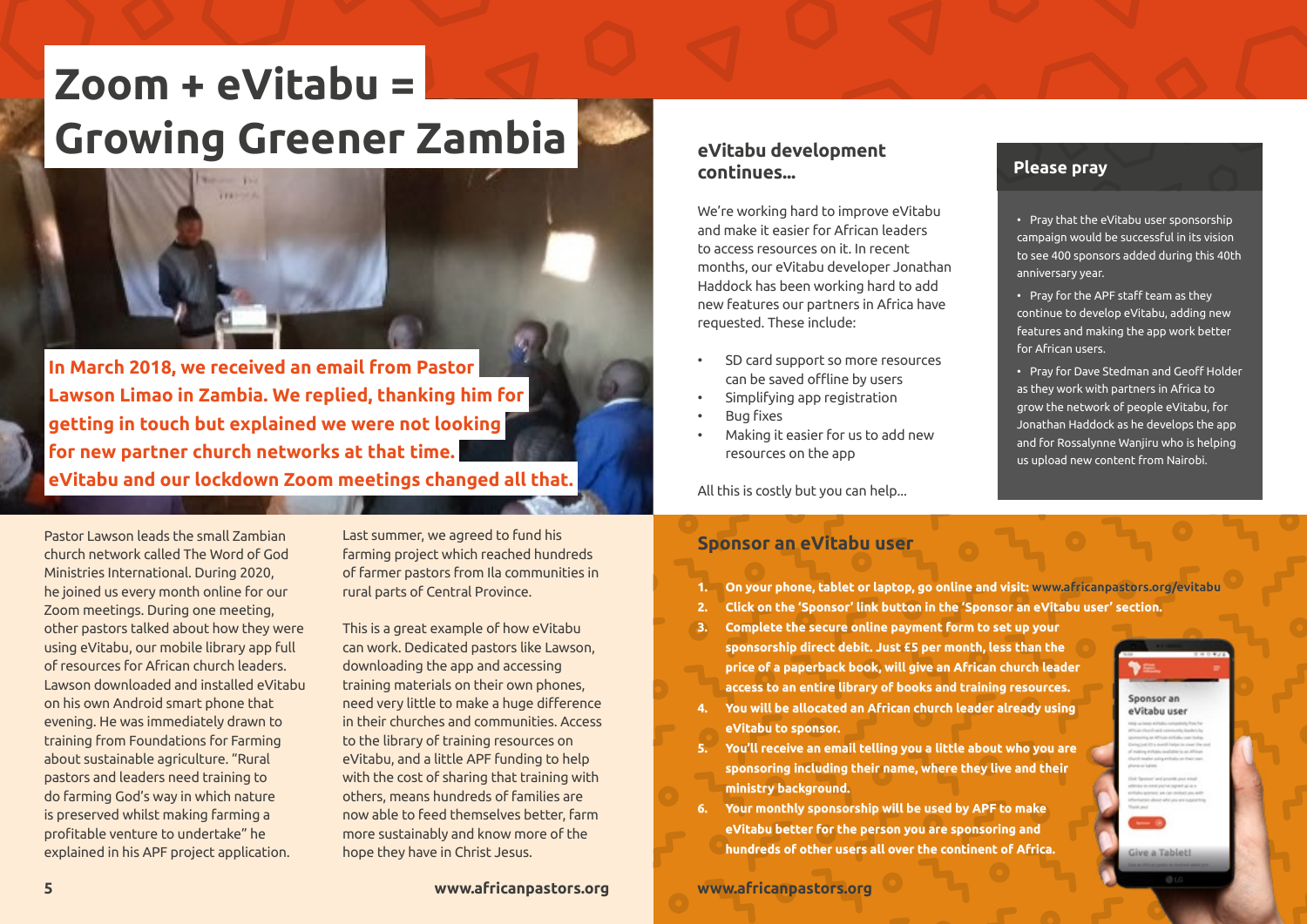# Zoom + eVitabu = Growing Greener Zambia

**In March 2018, we received an email from Pastor Lawson Limao in Zambia. We replied, thanking him for getting in touch but explained we were not looking for new partner church networks at that time. eVitabu and our lockdown Zoom meetings changed all that.**

Pastor Lawson leads the small Zambian church network called The Word of God Ministries International. During 2020, he joined us every month online for our Zoom meetings. During one meeting, other pastors talked about how they were using eVitabu, our mobile library app full of resources for African church leaders. Lawson downloaded and installed eVitabu on his own Android smart phone that evening. He was immediately drawn to training from Foundations for Farming about sustainable agriculture. "Rural pastors and leaders need training to do farming God's way in which nature is preserved whilst making farming a profitable venture to undertake" he explained in his APF project application.

Last summer, we agreed to fund his farming project which reached hundreds of farmer pastors from Ila communities in rural parts of Central Province.

This is a great example of how eVitabu can work. Dedicated pastors like Lawson, downloading the app and accessing training materials on their own phones, need very little to make a huge difference in their churches and communities. Access to the library of training resources on eVitabu, and a little APF funding to help with the cost of sharing that training with others, means hundreds of families are now able to feed themselves better, farm more sustainably and know more of the hope they have in Christ Jesus.

## eVitabu development continues...

We're working hard to improve eVitabu and make it easier for African leaders to access resources on it. In recent months, our eVitabu developer Jonathan Haddock has been working hard to add new features our partners in Africa have requested. These include:

- SD card support so more resources can be saved offline by users
- Simplifying app registration
- Bug fixes
- Making it easier for us to add new resources on the app

All this is costly but you can help...

## Please pray

- Pray that the eVitabu user sponsorship campaign would be successful in its vision to see 400 sponsors added during this 40th anniversary year.
- Pray for the APF staff team as they continue to develop eVitabu, adding new features and making the app work better for African users.
- Pray for Dave Stedman and Geoff Holder as they work with partners in Africa to grow the network of people eVitabu, for Jonathan Haddock as he develops the app and for Rossalynne Wanjiru who is helping us upload new content from Nairobi.

## Sponsor an eVitabu user

1. **On your phone, tablet or laptop, go online and visit: www.africanpastors.org/evitabu**
2. **Click on the 'Sponsor' link button in the 'Sponsor an eVitabu user' section.**
3. **Complete the secure online payment form to set up your sponsorship direct debit. Just £5 per month, less than the price of a paperback book, will give an African church leader access to an entire library of books and training resources.**
4. **You will be allocated an African church leader already using eVitabu to sponsor.**
5. **You'll receive an email telling you a little about who you are sponsoring including their name, where they live and their ministry background.**
6. **Your monthly sponsorship will be used by APF to make eVitabu better for the person you are sponsoring and hundreds of other users all over the continent of Africa.**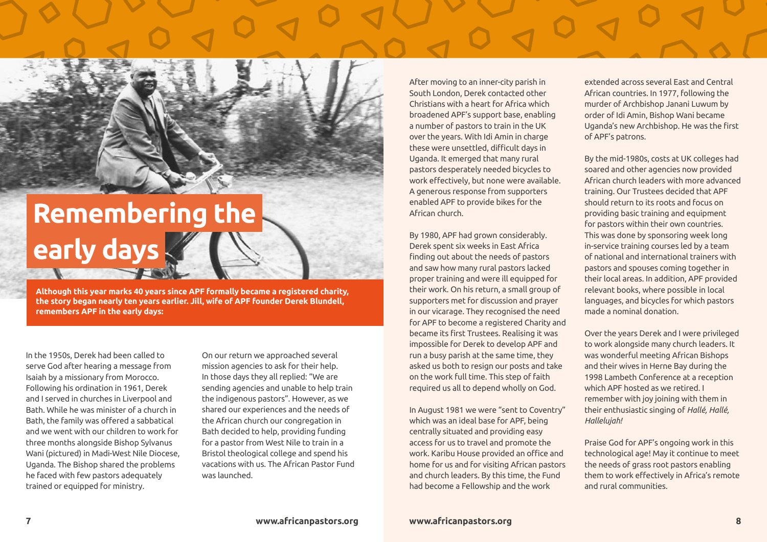# Remembering the early days

**Although this year marks 40 years since APF formally became a registered charity, the story began nearly ten years earlier. Jill, wife of APF founder Derek Blundell, remembers APF in the early days:**

In the 1950s, Derek had been called to serve God after hearing a message from Isaiah by a missionary from Morocco. Following his ordination in 1961, Derek and I served in churches in Liverpool and Bath. While he was minister of a church in Bath, the family was offered a sabbatical and we went with our children to work for three months alongside Bishop Sylvanus Wani (pictured) in Madi-West Nile Diocese, Uganda. The Bishop shared the problems he faced with few pastors adequately trained or equipped for ministry.

On our return we approached several mission agencies to ask for their help. In those days they all replied: "We are sending agencies and unable to help train the indigenous pastors". However, as we shared our experiences and the needs of the African church our congregation in Bath decided to help, providing funding for a pastor from West Nile to train in a Bristol theological college and spend his vacations with us. The African Pastor Fund was launched.

After moving to an inner-city parish in South London, Derek contacted other Christians with a heart for Africa which broadened APF's support base, enabling a number of pastors to train in the UK over the years. With Idi Amin in charge these were unsettled, difficult days in Uganda. It emerged that many rural pastors desperately needed bicycles to work effectively, but none were available. A generous response from supporters enabled APF to provide bikes for the African church.

By 1980, APF had grown considerably. Derek spent six weeks in East Africa finding out about the needs of pastors and saw how many rural pastors lacked proper training and were ill equipped for their work. On his return, a small group of supporters met for discussion and prayer in our vicarage. They recognised the need for APF to become a registered Charity and became its first Trustees. Realising it was impossible for Derek to develop APF and run a busy parish at the same time, they asked us both to resign our posts and take on the work full time. This step of faith required us all to depend wholly on God.

In August 1981 we were "sent to Coventry" which was an ideal base for APF, being centrally situated and providing easy access for us to travel and promote the work. Karibu House provided an office and home for us and for visiting African pastors and church leaders. By this time, the Fund had become a Fellowship and the work extended across several East and Central African countries. In 1977, following the murder of Archbishop Janani Luwum by order of Idi Amin, Bishop Wani became Uganda's new Archbishop. He was the first of APF's patrons.

By the mid-1980s, costs at UK colleges had soared and other agencies now provided African church leaders with more advanced training. Our Trustees decided that APF should return to its roots and focus on providing basic training and equipment for pastors within their own countries. This was done by sponsoring week long in-service training courses led by a team of national and international trainers with pastors and spouses coming together in their local areas. In addition, APF provided relevant books, where possible in local languages, and bicycles for which pastors made a nominal donation.

Over the years Derek and I were privileged to work alongside many church leaders. It was wonderful meeting African Bishops and their wives in Herne Bay during the 1998 Lambeth Conference at a reception which APF hosted as we retired. I remember with joy joining with them in their enthusiastic singing of *Hallé, Hallé, Hallelujah!*

Praise God for APF's ongoing work in this technological age! May it continue to meet the needs of grass root pastors enabling them to work effectively in Africa's remote and rural communities.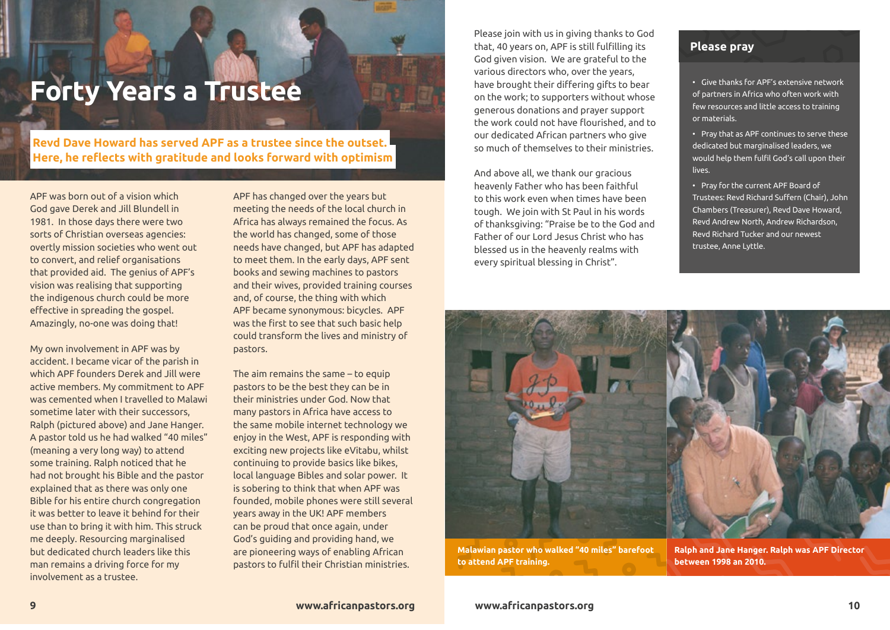# Forty Years a Trustee

**Revd Dave Howard has served APF as a trustee since the outset. Here, he reflects with gratitude and looks forward with optimism**

APF was born out of a vision which God gave Derek and Jill Blundell in 1981. In those days there were two sorts of Christian overseas agencies: overtly mission societies who went out to convert, and relief organisations that provided aid. The genius of APF's vision was realising that supporting the indigenous church could be more effective in spreading the gospel. Amazingly, no-one was doing that!

My own involvement in APF was by accident. I became vicar of the parish in which APF founders Derek and Jill were active members. My commitment to APF was cemented when I travelled to Malawi sometime later with their successors, Ralph (pictured above) and Jane Hanger. A pastor told us he had walked "40 miles" (meaning a very long way) to attend some training. Ralph noticed that he had not brought his Bible and the pastor explained that as there was only one Bible for his entire church congregation it was better to leave it behind for their use than to bring it with him. This struck me deeply. Resourcing marginalised but dedicated church leaders like this man remains a driving force for my involvement as a trustee.

APF has changed over the years but meeting the needs of the local church in Africa has always remained the focus. As the world has changed, some of those needs have changed, but APF has adapted to meet them. In the early days, APF sent books and sewing machines to pastors and their wives, provided training courses and, of course, the thing with which APF became synonymous: bicycles. APF was the first to see that such basic help could transform the lives and ministry of pastors.

The aim remains the same – to equip pastors to be the best they can be in their ministries under God. Now that many pastors in Africa have access to the same mobile internet technology we enjoy in the West, APF is responding with exciting new projects like eVitabu, whilst continuing to provide basics like bikes, local language Bibles and solar power. It is sobering to think that when APF was founded, mobile phones were still several years away in the UK! APF members can be proud that once again, under God's guiding and providing hand, we are pioneering ways of enabling African pastors to fulfil their Christian ministries.

Please join with us in giving thanks to God that, 40 years on, APF is still fulfilling its God given vision. We are grateful to the various directors who, over the years, have brought their differing gifts to bear on the work; to supporters without whose generous donations and prayer support the work could not have flourished, and to our dedicated African partners who give so much of themselves to their ministries.

And above all, we thank our gracious heavenly Father who has been faithful to this work even when times have been tough. We join with St Paul in his words of thanksgiving: "Praise be to the God and Father of our Lord Jesus Christ who has blessed us in the heavenly realms with every spiritual blessing in Christ".

## Please pray

- Give thanks for APF's extensive network of partners in Africa who often work with few resources and little access to training or materials.
- Pray that as APF continues to serve these dedicated but marginalised leaders, we would help them fulfil God's call upon their lives.
- Pray for the current APF Board of Trustees: Revd Richard Suffern (Chair), John Chambers (Treasurer), Revd Dave Howard, Revd Andrew North, Andrew Richardson, Revd Richard Tucker and our newest trustee, Anne Lyttle.

**Malawian pastor who walked "40 miles" barefoot to attend APF training.**

**Ralph and Jane Hanger. Ralph was APF Director between 1998 an 2010.**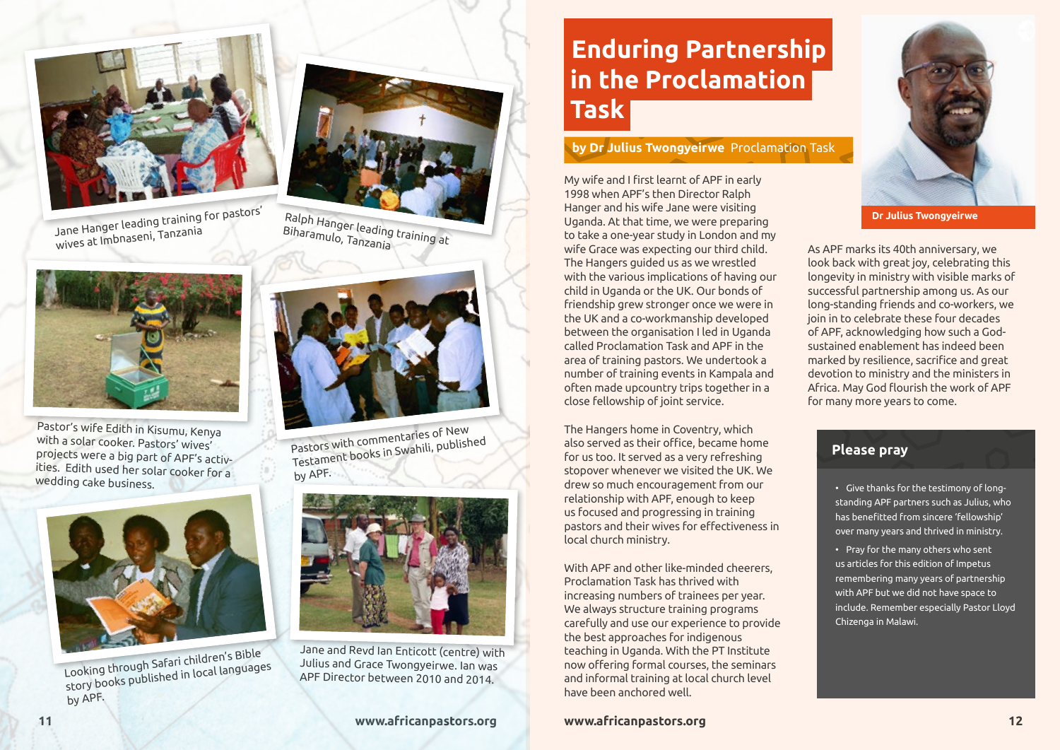Jane Hanger leading training for pastors' wives at Imbnaseni, Tanzania

Ralph Hanger leading training at Biharamulo, Tanzania

Pastor's wife Edith in Kisumu, Kenya with a solar cooker. Pastors' wives' projects were a big part of APF's activities. Edith used her solar cooker for a wedding cake business.

Pastors with commentaries of New Testament books in Swahili, published by APF.

Looking through Safari children's Bible story books published in local languages by APF.

Jane and Revd Ian Enticott (centre) with Julius and Grace Twongyeirwe. Ian was APF Director between 2010 and 2014.

# Enduring Partnership in the Proclamation Task

**by Dr Julius Twongyeirwe** Proclamation Task

My wife and I first learnt of APF in early 1998 when APF's then Director Ralph Hanger and his wife Jane were visiting Uganda. At that time, we were preparing to take a one-year study in London and my wife Grace was expecting our third child. The Hangers guided us as we wrestled with the various implications of having our child in Uganda or the UK. Our bonds of friendship grew stronger once we were in the UK and a co-workmanship developed between the organisation I led in Uganda called Proclamation Task and APF in the area of training pastors. We undertook a number of training events in Kampala and often made upcountry trips together in a close fellowship of joint service.

The Hangers home in Coventry, which also served as their office, became home for us too. It served as a very refreshing stopover whenever we visited the UK. We drew so much encouragement from our relationship with APF, enough to keep us focused and progressing in training pastors and their wives for effectiveness in local church ministry.

With APF and other like-minded cheerers, Proclamation Task has thrived with increasing numbers of trainees per year. We always structure training programs carefully and use our experience to provide the best approaches for indigenous teaching in Uganda. With the PT Institute now offering formal courses, the seminars and informal training at local church level have been anchored well.

Dr Julius Twongyeirwe

As APF marks its 40th anniversary, we look back with great joy, celebrating this longevity in ministry with visible marks of successful partnership among us. As our long-standing friends and co-workers, we join in to celebrate these four decades of APF, acknowledging how such a God-sustained enablement has indeed been marked by resilience, sacrifice and great devotion to ministry and the ministers in Africa. May God flourish the work of APF for many more years to come.

## Please pray

- Give thanks for the testimony of long-standing APF partners such as Julius, who has benefitted from sincere 'fellowship' over many years and thrived in ministry.
- Pray for the many others who sent us articles for this edition of Impetus remembering many years of partnership with APF but we did not have space to include. Remember especially Pastor Lloyd Chizenga in Malawi.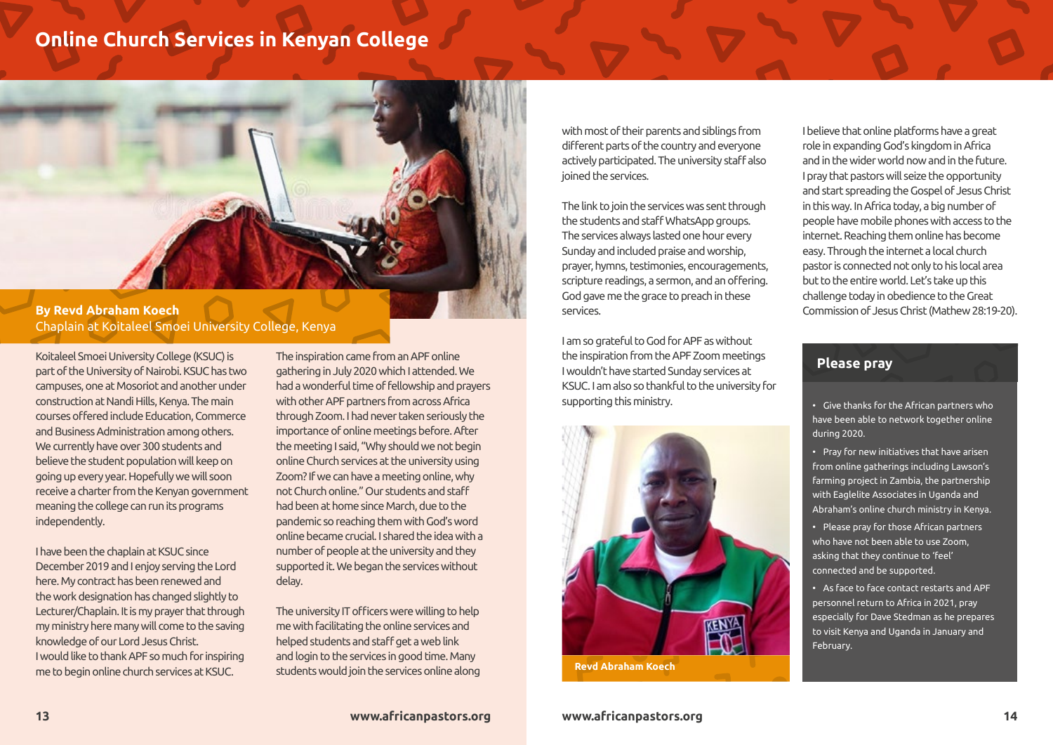# Online Church Services in Kenyan College

**By Revd Abraham Koech**
Chaplain at Koitaleel Smoei University College, Kenya

Koitaleel Smoei University College (KSUC) is part of the University of Nairobi. KSUC has two campuses, one at Mosoriot and another under construction at Nandi Hills, Kenya. The main courses offered include Education, Commerce and Business Administration among others. We currently have over 300 students and believe the student population will keep on going up every year. Hopefully we will soon receive a charter from the Kenyan government meaning the college can run its programs independently.

I have been the chaplain at KSUC since December 2019 and I enjoy serving the Lord here. My contract has been renewed and the work designation has changed slightly to Lecturer/Chaplain. It is my prayer that through my ministry here many will come to the saving knowledge of our Lord Jesus Christ. I would like to thank APF so much for inspiring me to begin online church services at KSUC.

The inspiration came from an APF online gathering in July 2020 which I attended. We had a wonderful time of fellowship and prayers with other APF partners from across Africa through Zoom. I had never taken seriously the importance of online meetings before. After the meeting I said, "Why should we not begin online Church services at the university using Zoom? If we can have a meeting online, why not Church online." Our students and staff had been at home since March, due to the pandemic so reaching them with God's word online became crucial. I shared the idea with a number of people at the university and they supported it. We began the services without delay.

The university IT officers were willing to help me with facilitating the online services and helped students and staff get a web link and login to the services in good time. Many students would join the services online along with most of their parents and siblings from different parts of the country and everyone actively participated. The university staff also joined the services.

The link to join the services was sent through the students and staff WhatsApp groups. The services always lasted one hour every Sunday and included praise and worship, prayer, hymns, testimonies, encouragements, scripture readings, a sermon, and an offering. God gave me the grace to preach in these services.

I am so grateful to God for APF as without the inspiration from the APF Zoom meetings I wouldn't have started Sunday services at KSUC. I am also so thankful to the university for supporting this ministry.

Revd Abraham Koech

I believe that online platforms have a great role in expanding God's kingdom in Africa and in the wider world now and in the future. I pray that pastors will seize the opportunity and start spreading the Gospel of Jesus Christ in this way. In Africa today, a big number of people have mobile phones with access to the internet. Reaching them online has become easy. Through the internet a local church pastor is connected not only to his local area but to the entire world. Let's take up this challenge today in obedience to the Great Commission of Jesus Christ (Mathew 28:19-20).

## Please pray

- Give thanks for the African partners who have been able to network together online during 2020.
- Pray for new initiatives that have arisen from online gatherings including Lawson's farming project in Zambia, the partnership with Eaglelite Associates in Uganda and Abraham's online church ministry in Kenya.
- Please pray for those African partners who have not been able to use Zoom, asking that they continue to 'feel' connected and be supported.
- As face to face contact restarts and APF personnel return to Africa in 2021, pray especially for Dave Stedman as he prepares to visit Kenya and Uganda in January and February.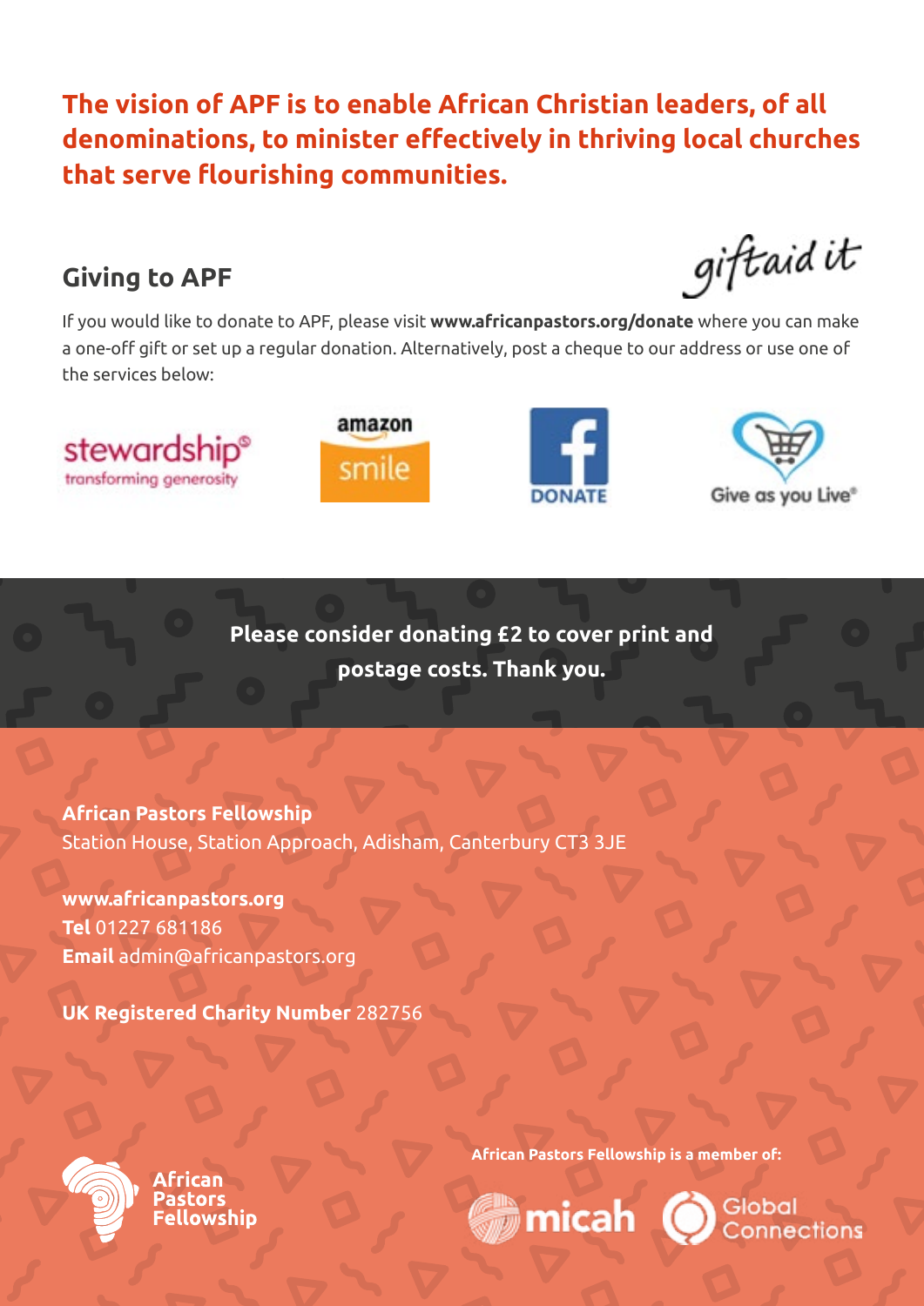**The vision of APF is to enable African Christian leaders, of all denominations, to minister effectively in thriving local churches that serve flourishing communities.**

## Giving to APF

giftaid it

If you would like to donate to APF, please visit **www.africanpastors.org/donate** where you can make a one-off gift or set up a regular donation. Alternatively, post a cheque to our address or use one of the services below:

stewardship® transforming generosity

amazon smile

DONATE

Give as you Live®

**Please consider donating £2 to cover print and postage costs. Thank you.**

**African Pastors Fellowship**
Station House, Station Approach, Adisham, Canterbury CT3 3JE

**www.africanpastors.org**
**Tel** 01227 681186
**Email** admin@africanpastors.org

**UK Registered Charity Number** 282756

African Pastors Fellowship

**African Pastors Fellowship is a member of:**

micah

Global Connections